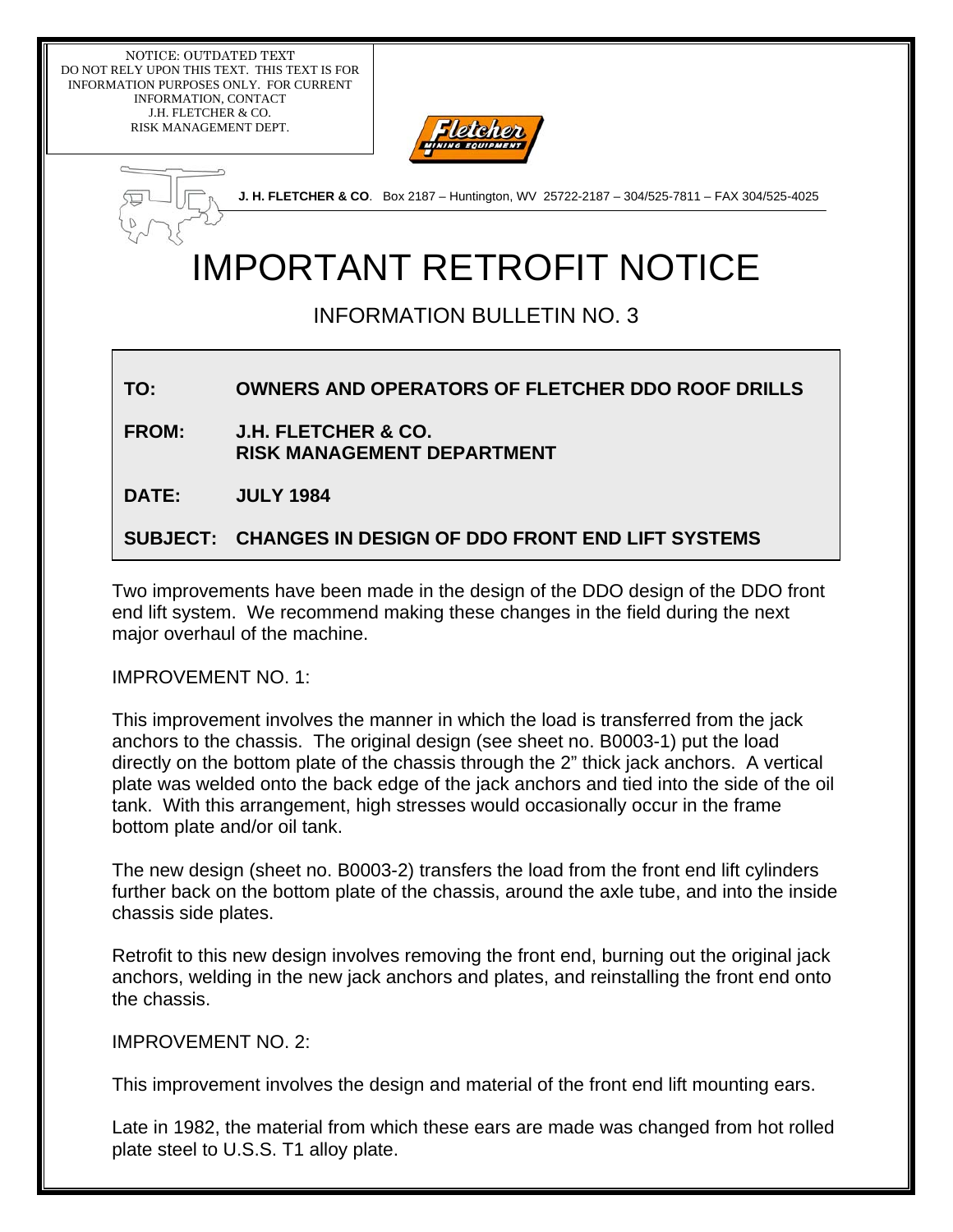NOTICE: OUTDATED TEXT
DO NOT RELY UPON THIS TEXT. THIS TEXT IS FOR INFORMATION PURPOSES ONLY. FOR CURRENT INFORMATION, CONTACT J.H. FLETCHER & CO. RISK MANAGEMENT DEPT.

**J. H. FLETCHER & CO**. Box 2187 – Huntington, WV 25722-2187 – 304/525-7811 – FAX 304/525-4025

# IMPORTANT RETROFIT NOTICE

## INFORMATION BULLETIN NO. 3

**TO:** **OWNERS AND OPERATORS OF FLETCHER DDO ROOF DRILLS**

**FROM:** **J.H. FLETCHER & CO.**
**RISK MANAGEMENT DEPARTMENT**

**DATE:** **JULY 1984**

**SUBJECT:** **CHANGES IN DESIGN OF DDO FRONT END LIFT SYSTEMS**

Two improvements have been made in the design of the DDO design of the DDO front end lift system. We recommend making these changes in the field during the next major overhaul of the machine.

IMPROVEMENT NO. 1:

This improvement involves the manner in which the load is transferred from the jack anchors to the chassis. The original design (see sheet no. B0003-1) put the load directly on the bottom plate of the chassis through the 2" thick jack anchors. A vertical plate was welded onto the back edge of the jack anchors and tied into the side of the oil tank. With this arrangement, high stresses would occasionally occur in the frame bottom plate and/or oil tank.

The new design (sheet no. B0003-2) transfers the load from the front end lift cylinders further back on the bottom plate of the chassis, around the axle tube, and into the inside chassis side plates.

Retrofit to this new design involves removing the front end, burning out the original jack anchors, welding in the new jack anchors and plates, and reinstalling the front end onto the chassis.

IMPROVEMENT NO. 2:

This improvement involves the design and material of the front end lift mounting ears.

Late in 1982, the material from which these ears are made was changed from hot rolled plate steel to U.S.S. T1 alloy plate.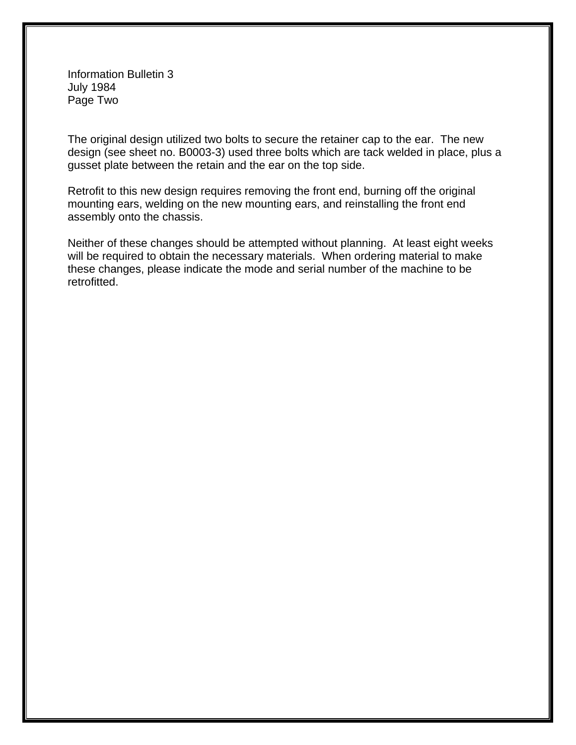The original design utilized two bolts to secure the retainer cap to the ear. The new design (see sheet no. B0003-3) used three bolts which are tack welded in place, plus a gusset plate between the retain and the ear on the top side.

Retrofit to this new design requires removing the front end, burning off the original mounting ears, welding on the new mounting ears, and reinstalling the front end assembly onto the chassis.

Neither of these changes should be attempted without planning. At least eight weeks will be required to obtain the necessary materials. When ordering material to make these changes, please indicate the mode and serial number of the machine to be retrofitted.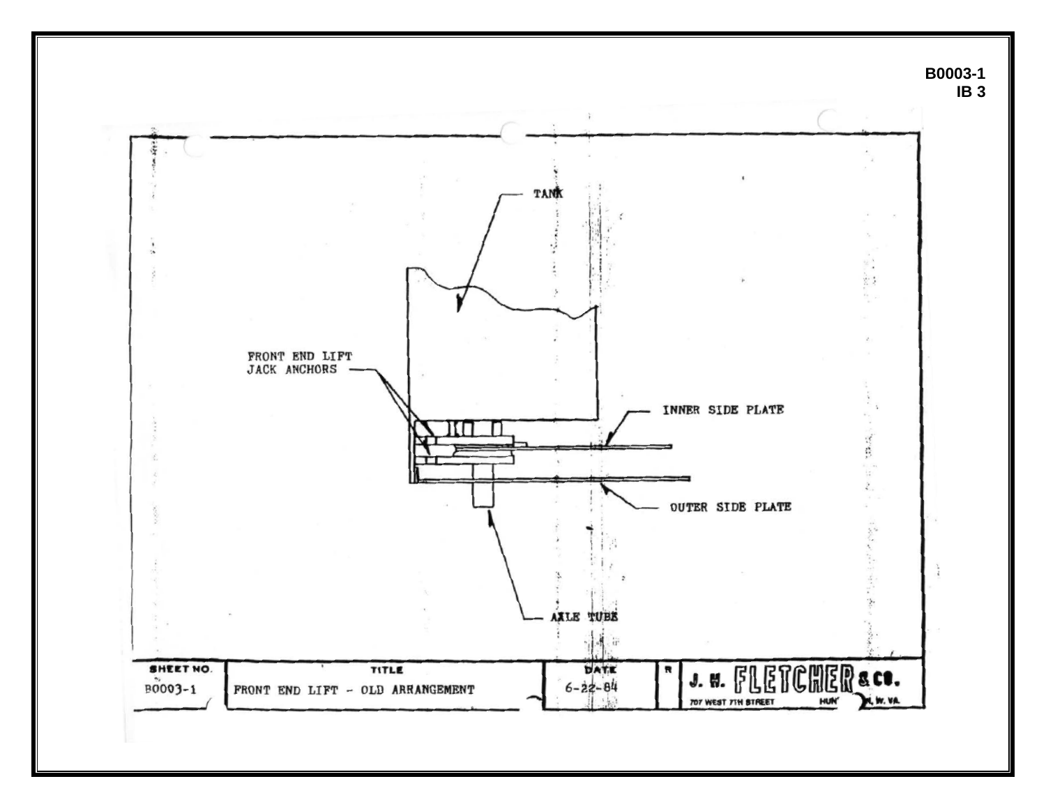B0003-1
IB 3

TANK

FRONT END LIFT
JACK ANCHORS

INNER SIDE PLATE

OUTER SIDE PLATE

AXLE TUBE

| SHEET NO. | TITLE | DATE | R | |
|---|---|---|---|---|
| B0003-1 | FRONT END LIFT - OLD ARRANGEMENT | 6-22-84 | | J. H. FLETCHER & CO. 707 WEST 7TH STREET HUN... W. VA. |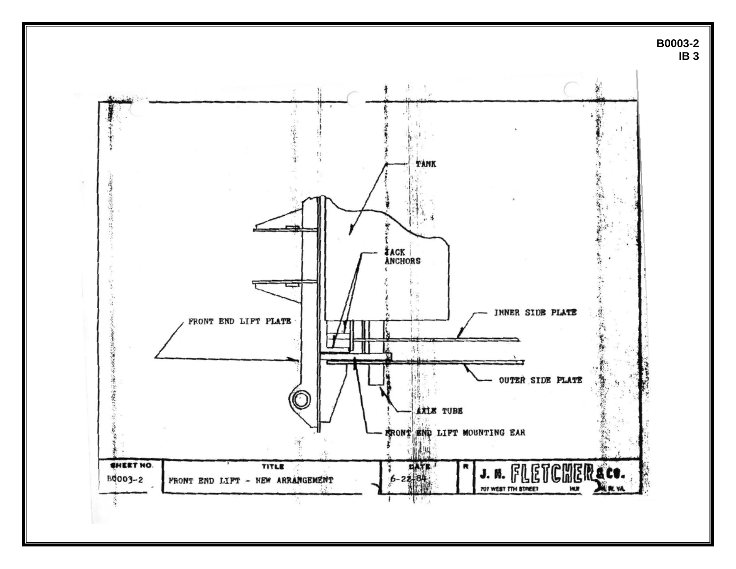B0003-2
IB 3

TANK

JACK ANCHORS

INNER SIDE PLATE

FRONT END LIFT PLATE

OUTER SIDE PLATE

AXLE TUBE

FRONT END LIFT MOUNTING EAR

| SHEET NO. | TITLE | DATE |
| --- | --- | --- |
| B0003-2 | FRONT END LIFT - NEW ARRANGEMENT | 6-22-84 |

J. H. FLETCHER & CO.
707 WEST 7TH STREET HUNTINGTON, W. VA.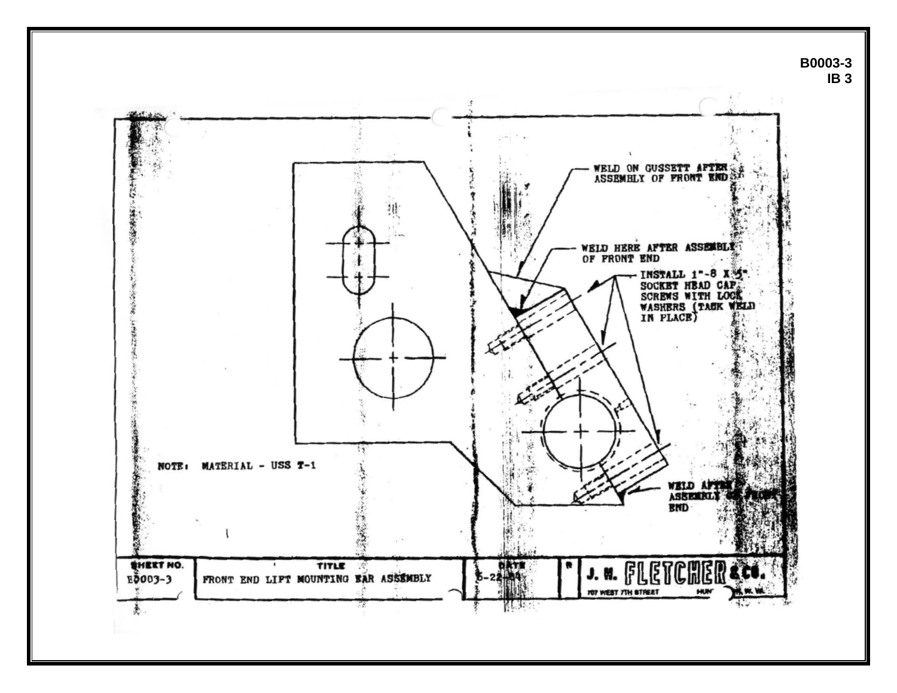B0003-3
IB 3

WELD ON GUSSETT AFTER ASSEMBLY OF FRONT END

WELD HERE AFTER ASSEMBLY OF FRONT END

INSTALL 1"-8 X 5" SOCKET HEAD CAP SCREWS WITH LOCK WASHERS (TACK WELD IN PLACE)

WELD AFTER ASSEMBLY OF FRONT END

NOTE: MATERIAL - USS T-1

| SHEET NO. | TITLE | DATE | R | |
|---|---|---|---|---|
| B0003-3 | FRONT END LIFT MOUNTING BAR ASSEMBLY | 5-22-84 | | J. H. FLETCHER & CO. 707 WEST 7TH STREET HUNTINGTON, W. VA. |